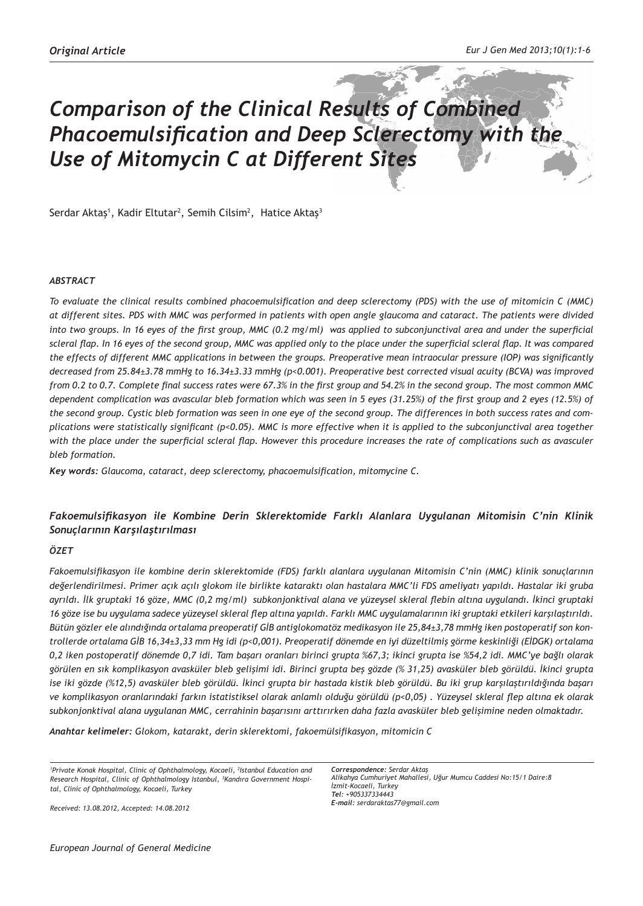*Original Article*

# *Comparison of the Clinical Results of Combined Phacoemulsification and Deep Sclerectomy with the Use of Mitomycin C at Different Sites*

Serdar Aktaş[1], Kadir Eltutar[2], Semih Cilsim[2], Hatice Aktaş[3]

### *ABSTRACT*

*To evaluate the clinical results combined phacoemulsification and deep sclerectomy (PDS) with the use of mitomicin C (MMC) at different sites. PDS with MMC was performed in patients with open angle glaucoma and cataract. The patients were divided into two groups. In 16 eyes of the first group, MMC (0.2 mg/ml) was applied to subconjunctival area and under the superficial scleral flap. In 16 eyes of the second group, MMC was applied only to the place under the superficial scleral flap. It was compared the effects of different MMC applications in between the groups. Preoperative mean intraocular pressure (IOP) was significantly decreased from 25.84±3.78 mmHg to 16.34±3.33 mmHg (p<0.001). Preoperative best corrected visual acuity (BCVA) was improved from 0.2 to 0.7. Complete final success rates were 67.3% in the first group and 54.2% in the second group. The most common MMC dependent complication was avascular bleb formation which was seen in 5 eyes (31.25%) of the first group and 2 eyes (12.5%) of the second group. Cystic bleb formation was seen in one eye of the second group. The differences in both success rates and complications were statistically significant (p<0.05). MMC is more effective when it is applied to the subconjunctival area together with the place under the superficial scleral flap. However this procedure increases the rate of complications such as avasculer bleb formation.*

***Key words:*** *Glaucoma, cataract, deep sclerectomy, phacoemulsification, mitomycine C.*

## *Fakoemulsifikasyon ile Kombine Derin Sklerektomide Farklı Alanlara Uygulanan Mitomisin C'nin Klinik Sonuçlarının Karşılaştırılması*

### *ÖZET*

*Fakoemulsifikasyon ile kombine derin sklerektomide (FDS) farklı alanlara uygulanan Mitomisin C'nin (MMC) klinik sonuçlarının değerlendirilmesi. Primer açık açılı glokom ile birlikte kataraktı olan hastalara MMC'li FDS ameliyatı yapıldı. Hastalar iki gruba ayrıldı. İlk gruptaki 16 göze, MMC (0,2 mg/ml) subkonjonktival alana ve yüzeysel skleral flebin altına uygulandı. İkinci gruptaki 16 göze ise bu uygulama sadece yüzeysel skleral flep altına yapıldı. Farklı MMC uygulamalarının iki gruptaki etkileri karşılaştırıldı. Bütün gözler ele alındığında ortalama preoperatif GİB antiglokomatöz medikasyon ile 25,84±3,78 mmHg iken postoperatif son kontrollerde ortalama GİB 16,34±3,33 mm Hg idi (p<0,001). Preoperatif dönemde en iyi düzeltilmiş görme keskinliği (EİDGK) ortalama 0,2 iken postoperatif dönemde 0,7 idi. Tam başarı oranları birinci grupta %67,3; ikinci grupta ise %54,2 idi. MMC'ye bağlı olarak görülen en sık komplikasyon avasküler bleb gelişimi idi. Birinci grupta beş gözde (% 31,25) avasküler bleb görüldü. İkinci grupta ise iki gözde (%12,5) avasküler bleb görüldü. İkinci grupta bir hastada kistik bleb görüldü. Bu iki grup karşılaştırıldığında başarı ve komplikasyon oranlarındaki farkın istatistiksel olarak anlamlı olduğu görüldü (p<0,05) . Yüzeysel skleral flep altına ek olarak subkonjonktival alana uygulanan MMC, cerrahinin başarısını arttırırken daha fazla avasküler bleb gelişimine neden olmaktadır.*

***Anahtar kelimeler:*** *Glokom, katarakt, derin sklerektomi, fakoemülsifikasyon, mitomicin C*

*[1]Private Konak Hospital, Clinic of Ophthalmology, Kocaeli, [2]Istanbul Education and Research Hospital, Clinic of Ophthalmology Istanbul, [3]Kandıra Government Hospital, Clinic of Ophthalmology, Kocaeli, Turkey*

*Received: 13.08.2012, Accepted: 14.08.2012*

***Correspondence:*** *Serdar Aktaş*
*Alikahya Cumhuriyet Mahallesi, Uğur Mumcu Caddesi No:15/1 Daire:8*
*İzmit-Kocaeli, Turkey*
***Tel:*** *+905337334443*
***E-mail:*** *serdaraktas77@gmail.com*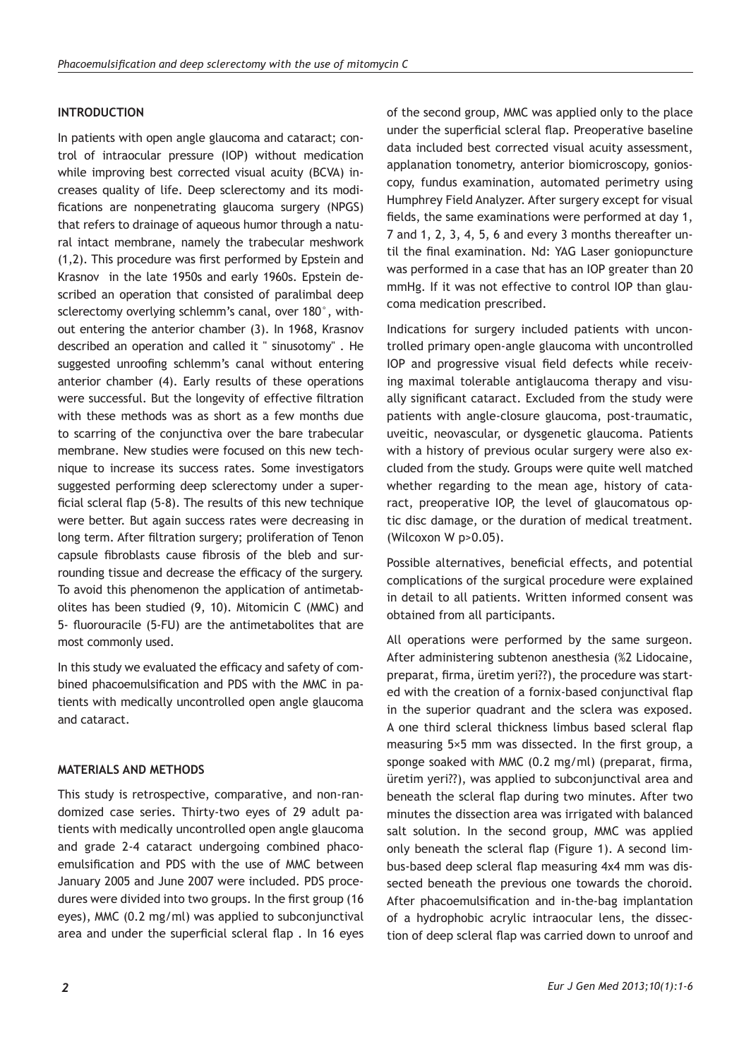## INTRODUCTION

In patients with open angle glaucoma and cataract; control of intraocular pressure (IOP) without medication while improving best corrected visual acuity (BCVA) increases quality of life. Deep sclerectomy and its modifications are nonpenetrating glaucoma surgery (NPGS) that refers to drainage of aqueous humor through a natural intact membrane, namely the trabecular meshwork (1,2). This procedure was first performed by Epstein and Krasnov in the late 1950s and early 1960s. Epstein described an operation that consisted of paralimbal deep sclerectomy overlying schlemm's canal, over 180°, without entering the anterior chamber (3). In 1968, Krasnov described an operation and called it " sinusotomy" . He suggested unroofing schlemm's canal without entering anterior chamber (4). Early results of these operations were successful. But the longevity of effective filtration with these methods was as short as a few months due to scarring of the conjunctiva over the bare trabecular membrane. New studies were focused on this new technique to increase its success rates. Some investigators suggested performing deep sclerectomy under a superficial scleral flap (5-8). The results of this new technique were better. But again success rates were decreasing in long term. After filtration surgery; proliferation of Tenon capsule fibroblasts cause fibrosis of the bleb and surrounding tissue and decrease the efficacy of the surgery. To avoid this phenomenon the application of antimetabolites has been studied (9, 10). Mitomicin C (MMC) and 5- fluorouracile (5-FU) are the antimetabolites that are most commonly used.

In this study we evaluated the efficacy and safety of combined phacoemulsification and PDS with the MMC in patients with medically uncontrolled open angle glaucoma and cataract.

## MATERIALS AND METHODS

This study is retrospective, comparative, and non-randomized case series. Thirty-two eyes of 29 adult patients with medically uncontrolled open angle glaucoma and grade 2-4 cataract undergoing combined phacoemulsification and PDS with the use of MMC between January 2005 and June 2007 were included. PDS procedures were divided into two groups. In the first group (16 eyes), MMC (0.2 mg/ml) was applied to subconjunctival area and under the superficial scleral flap . In 16 eyes of the second group, MMC was applied only to the place under the superficial scleral flap. Preoperative baseline data included best corrected visual acuity assessment, applanation tonometry, anterior biomicroscopy, gonioscopy, fundus examination, automated perimetry using Humphrey Field Analyzer. After surgery except for visual fields, the same examinations were performed at day 1, 7 and 1, 2, 3, 4, 5, 6 and every 3 months thereafter until the final examination. Nd: YAG Laser goniopuncture was performed in a case that has an IOP greater than 20 mmHg. If it was not effective to control IOP than glaucoma medication prescribed.

Indications for surgery included patients with uncontrolled primary open-angle glaucoma with uncontrolled IOP and progressive visual field defects while receiving maximal tolerable antiglaucoma therapy and visually significant cataract. Excluded from the study were patients with angle-closure glaucoma, post-traumatic, uveitic, neovascular, or dysgenetic glaucoma. Patients with a history of previous ocular surgery were also excluded from the study. Groups were quite well matched whether regarding to the mean age, history of cataract, preoperative IOP, the level of glaucomatous optic disc damage, or the duration of medical treatment. (Wilcoxon W p>0.05).

Possible alternatives, beneficial effects, and potential complications of the surgical procedure were explained in detail to all patients. Written informed consent was obtained from all participants.

All operations were performed by the same surgeon. After administering subtenon anesthesia (%2 Lidocaine, preparat, firma, üretim yeri??), the procedure was started with the creation of a fornix-based conjunctival flap in the superior quadrant and the sclera was exposed. A one third scleral thickness limbus based scleral flap measuring 5×5 mm was dissected. In the first group, a sponge soaked with MMC (0.2 mg/ml) (preparat, firma, üretim yeri??), was applied to subconjunctival area and beneath the scleral flap during two minutes. After two minutes the dissection area was irrigated with balanced salt solution. In the second group, MMC was applied only beneath the scleral flap (Figure 1). A second limbus-based deep scleral flap measuring 4x4 mm was dissected beneath the previous one towards the choroid. After phacoemulsification and in-the-bag implantation of a hydrophobic acrylic intraocular lens, the dissection of deep scleral flap was carried down to unroof and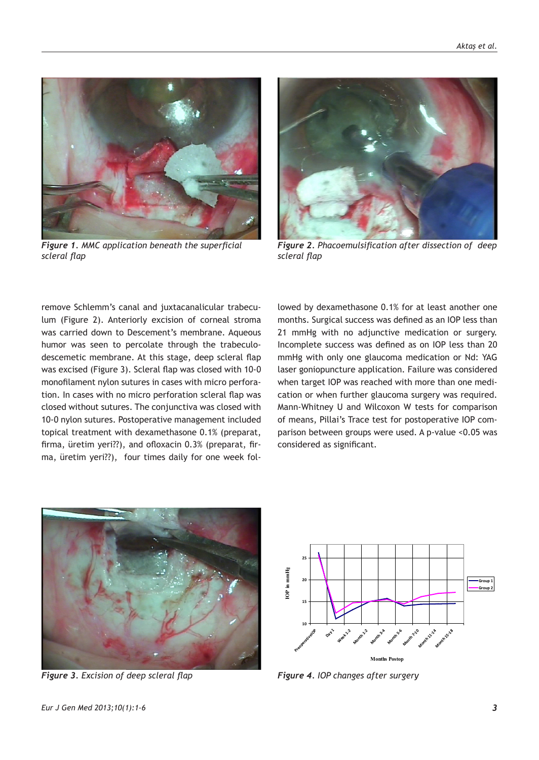*Figure 1. MMC application beneath the superficial scleral flap*

*Figure 2. Phacoemulsification after dissection of deep scleral flap*

remove Schlemm's canal and juxtacanalicular trabeculum (Figure 2). Anteriorly excision of corneal stroma was carried down to Descement's membrane. Aqueous humor was seen to percolate through the trabeculodescemetic membrane. At this stage, deep scleral flap was excised (Figure 3). Scleral flap was closed with 10-0 monofilament nylon sutures in cases with micro perforation. In cases with no micro perforation scleral flap was closed without sutures. The conjunctiva was closed with 10-0 nylon sutures. Postoperative management included topical treatment with dexamethasone 0.1% (preparat, firma, üretim yeri??), and ofloxacin 0.3% (preparat, firma, üretim yeri??), four times daily for one week followed by dexamethasone 0.1% for at least another one months. Surgical success was defined as an IOP less than 21 mmHg with no adjunctive medication or surgery. Incomplete success was defined as on IOP less than 20 mmHg with only one glaucoma medication or Nd: YAG laser goniopuncture application. Failure was considered when target IOP was reached with more than one medication or when further glaucoma surgery was required. Mann-Whitney U and Wilcoxon W tests for comparison of means, Pillai's Trace test for postoperative IOP comparison between groups were used. A p-value <0.05 was considered as significant.

*Figure 3. Excision of deep scleral flap*

*Figure 4. IOP changes after surgery*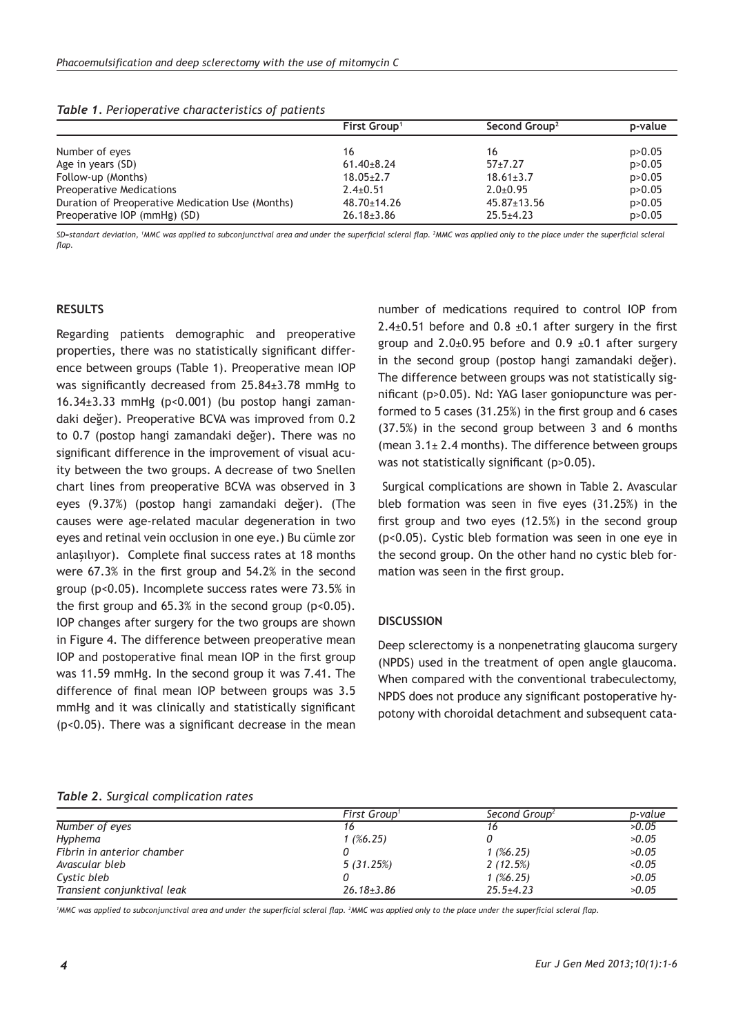*Table 1. Perioperative characteristics of patients*

| | First Group[1] | Second Group[2] | p-value |
|---|---|---|---|
| Number of eyes | 16 | 16 | p>0.05 |
| Age in years (SD) | 61.40±8.24 | 57±7.27 | p>0.05 |
| Follow-up (Months) | 18.05±2.7 | 18.61±3.7 | p>0.05 |
| Preoperative Medications | 2.4±0.51 | 2.0±0.95 | p>0.05 |
| Duration of Preoperative Medication Use (Months) | 48.70±14.26 | 45.87±13.56 | p>0.05 |
| Preoperative IOP (mmHg) (SD) | 26.18±3.86 | 25.5±4.23 | p>0.05 |

*SD=standart deviation, [1]MMC was applied to subconjunctival area and under the superficial scleral flap. [2]MMC was applied only to the place under the superficial scleral flap.*

## RESULTS

Regarding patients demographic and preoperative properties, there was no statistically significant difference between groups (Table 1). Preoperative mean IOP was significantly decreased from 25.84±3.78 mmHg to 16.34±3.33 mmHg (p<0.001) (bu postop hangi zamandaki değer). Preoperative BCVA was improved from 0.2 to 0.7 (postop hangi zamandaki değer). There was no significant difference in the improvement of visual acuity between the two groups. A decrease of two Snellen chart lines from preoperative BCVA was observed in 3 eyes (9.37%) (postop hangi zamandaki değer). (The causes were age-related macular degeneration in two eyes and retinal vein occlusion in one eye.) Bu cümle zor anlaşılıyor). Complete final success rates at 18 months were 67.3% in the first group and 54.2% in the second group (p<0.05). Incomplete success rates were 73.5% in the first group and 65.3% in the second group (p<0.05). IOP changes after surgery for the two groups are shown in Figure 4. The difference between preoperative mean IOP and postoperative final mean IOP in the first group was 11.59 mmHg. In the second group it was 7.41. The difference of final mean IOP between groups was 3.5 mmHg and it was clinically and statistically significant (p<0.05). There was a significant decrease in the mean number of medications required to control IOP from 2.4±0.51 before and 0.8 ±0.1 after surgery in the first group and 2.0±0.95 before and 0.9 ±0.1 after surgery in the second group (postop hangi zamandaki değer). The difference between groups was not statistically significant (p>0.05). Nd: YAG laser goniopuncture was performed to 5 cases (31.25%) in the first group and 6 cases (37.5%) in the second group between 3 and 6 months (mean 3.1± 2.4 months). The difference between groups was not statistically significant (p>0.05).

Surgical complications are shown in Table 2. Avascular bleb formation was seen in five eyes (31.25%) in the first group and two eyes (12.5%) in the second group (p<0.05). Cystic bleb formation was seen in one eye in the second group. On the other hand no cystic bleb formation was seen in the first group.

## DISCUSSION

Deep sclerectomy is a nonpenetrating glaucoma surgery (NPDS) used in the treatment of open angle glaucoma. When compared with the conventional trabeculectomy, NPDS does not produce any significant postoperative hypotony with choroidal detachment and subsequent cata-

*Table 2. Surgical complication rates*

| | *First Group[1]* | *Second Group[2]* | *p-value* |
|---|---|---|---|
| *Number of eyes* | *16* | *16* | *>0.05* |
| *Hyphema* | *1 (%6.25)* | *0* | *>0.05* |
| *Fibrin in anterior chamber* | *0* | *1 (%6.25)* | *>0.05* |
| *Avascular bleb* | *5 (31.25%)* | *2 (12.5%)* | *<0.05* |
| *Cystic bleb* | *0* | *1 (%6.25)* | *>0.05* |
| *Transient conjunktival leak* | *26.18±3.86* | *25.5±4.23* | *>0.05* |

*[1]MMC was applied to subconjunctival area and under the superficial scleral flap. [2]MMC was applied only to the place under the superficial scleral flap.*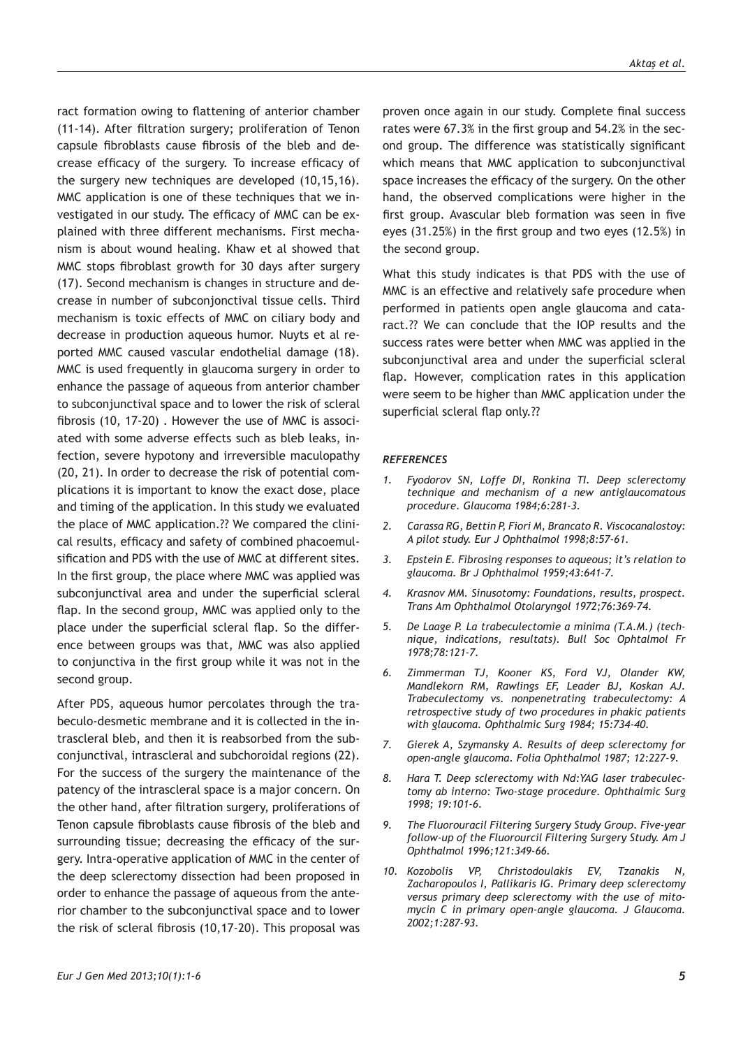ract formation owing to flattening of anterior chamber (11-14). After filtration surgery; proliferation of Tenon capsule fibroblasts cause fibrosis of the bleb and decrease efficacy of the surgery. To increase efficacy of the surgery new techniques are developed (10,15,16). MMC application is one of these techniques that we investigated in our study. The efficacy of MMC can be explained with three different mechanisms. First mechanism is about wound healing. Khaw et al showed that MMC stops fibroblast growth for 30 days after surgery (17). Second mechanism is changes in structure and decrease in number of subconjonctival tissue cells. Third mechanism is toxic effects of MMC on ciliary body and decrease in production aqueous humor. Nuyts et al reported MMC caused vascular endothelial damage (18). MMC is used frequently in glaucoma surgery in order to enhance the passage of aqueous from anterior chamber to subconjunctival space and to lower the risk of scleral fibrosis (10, 17-20) . However the use of MMC is associated with some adverse effects such as bleb leaks, infection, severe hypotony and irreversible maculopathy (20, 21). In order to decrease the risk of potential complications it is important to know the exact dose, place and timing of the application. In this study we evaluated the place of MMC application.?? We compared the clinical results, efficacy and safety of combined phacoemulsification and PDS with the use of MMC at different sites. In the first group, the place where MMC was applied was subconjunctival area and under the superficial scleral flap. In the second group, MMC was applied only to the place under the superficial scleral flap. So the difference between groups was that, MMC was also applied to conjunctiva in the first group while it was not in the second group.

After PDS, aqueous humor percolates through the trabeculo-desmetic membrane and it is collected in the intrascleral bleb, and then it is reabsorbed from the subconjunctival, intrascleral and subchoroidal regions (22). For the success of the surgery the maintenance of the patency of the intrascleral space is a major concern. On the other hand, after filtration surgery, proliferations of Tenon capsule fibroblasts cause fibrosis of the bleb and surrounding tissue; decreasing the efficacy of the surgery. Intra-operative application of MMC in the center of the deep sclerectomy dissection had been proposed in order to enhance the passage of aqueous from the anterior chamber to the subconjunctival space and to lower the risk of scleral fibrosis (10,17-20). This proposal was proven once again in our study. Complete final success rates were 67.3% in the first group and 54.2% in the second group. The difference was statistically significant which means that MMC application to subconjunctival space increases the efficacy of the surgery. On the other hand, the observed complications were higher in the first group. Avascular bleb formation was seen in five eyes (31.25%) in the first group and two eyes (12.5%) in the second group.

What this study indicates is that PDS with the use of MMC is an effective and relatively safe procedure when performed in patients open angle glaucoma and cataract.?? We can conclude that the IOP results and the success rates were better when MMC was applied in the subconjunctival area and under the superficial scleral flap. However, complication rates in this application were seem to be higher than MMC application under the superficial scleral flap only.??

## REFERENCES

1. *Fyodorov SN, Loffe DI, Ronkina TI. Deep sclerectomy technique and mechanism of a new antiglaucomatous procedure. Glaucoma 1984;6:281-3.*
2. *Carassa RG, Bettin P, Fiori M, Brancato R. Viscocanalostoy: A pilot study. Eur J Ophthalmol 1998;8:57-61.*
3. *Epstein E. Fibrosing responses to aqueous; it's relation to glaucoma. Br J Ophthalmol 1959;43:641-7.*
4. *Krasnov MM. Sinusotomy: Foundations, results, prospect. Trans Am Ophthalmol Otolaryngol 1972;76:369-74.*
5. *De Laage P. La trabeculectomie a minima (T.A.M.) (technique, indications, resultats). Bull Soc Ophtalmol Fr 1978;78:121-7.*
6. *Zimmerman TJ, Kooner KS, Ford VJ, Olander KW, Mandlekorn RM, Rawlings EF, Leader BJ, Koskan AJ. Trabeculectomy vs. nonpenetrating trabeculectomy: A retrospective study of two procedures in phakic patients with glaucoma. Ophthalmic Surg 1984; 15:734-40.*
7. *Gierek A, Szymansky A. Results of deep sclerectomy for open-angle glaucoma. Folia Ophthalmol 1987; 12:227-9.*
8. *Hara T. Deep sclerectomy with Nd:YAG laser trabeculectomy ab interno: Two-stage procedure. Ophthalmic Surg 1998; 19:101-6.*
9. *The Fluorouracil Filtering Surgery Study Group. Five-year follow-up of the Fluorourcil Filtering Surgery Study. Am J Ophthalmol 1996;121:349-66.*
10. *Kozobolis VP, Christodoulakis EV, Tzanakis N, Zacharopoulos I, Pallikaris IG. Primary deep sclerectomy versus primary deep sclerectomy with the use of mitomycin C in primary open-angle glaucoma. J Glaucoma. 2002;1:287-93.*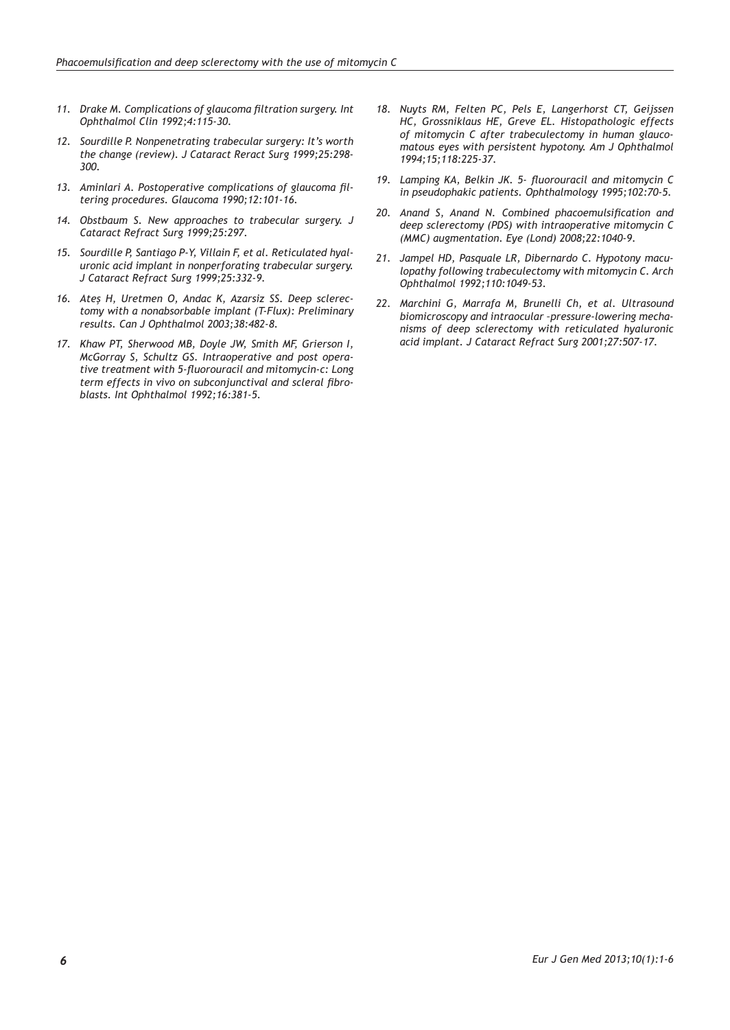11. *Drake M. Complications of glaucoma filtration surgery. Int Ophthalmol Clin 1992;4:115-30.*
12. *Sourdille P. Nonpenetrating trabecular surgery: It's worth the change (review). J Cataract Reract Surg 1999;25:298-300.*
13. *Aminlari A. Postoperative complications of glaucoma filtering procedures. Glaucoma 1990;12:101-16.*
14. *Obstbaum S. New approaches to trabecular surgery. J Cataract Refract Surg 1999;25:297.*
15. *Sourdille P, Santiago P-Y, Villain F, et al. Reticulated hyaluronic acid implant in nonperforating trabecular surgery. J Cataract Refract Surg 1999;25:332-9.*
16. *Ateş H, Uretmen O, Andac K, Azarsiz SS. Deep sclerectomy with a nonabsorbable implant (T-Flux): Preliminary results. Can J Ophthalmol 2003;38:482-8.*
17. *Khaw PT, Sherwood MB, Doyle JW, Smith MF, Grierson I, McGorray S, Schultz GS. Intraoperative and post operative treatment with 5-fluorouracil and mitomycin-c: Long term effects in vivo on subconjunctival and scleral fibroblasts. Int Ophthalmol 1992;16:381-5.*
18. *Nuyts RM, Felten PC, Pels E, Langerhorst CT, Geijssen HC, Grossniklaus HE, Greve EL. Histopathologic effects of mitomycin C after trabeculectomy in human glaucomatous eyes with persistent hypotony. Am J Ophthalmol 1994;15;118:225-37.*
19. *Lamping KA, Belkin JK. 5- fluorouracil and mitomycin C in pseudophakic patients. Ophthalmology 1995;102:70-5.*
20. *Anand S, Anand N. Combined phacoemulsification and deep sclerectomy (PDS) with intraoperative mitomycin C (MMC) augmentation. Eye (Lond) 2008;22:1040-9.*
21. *Jampel HD, Pasquale LR, Dibernardo C. Hypotony maculopathy following trabeculectomy with mitomycin C. Arch Ophthalmol 1992;110:1049-53.*
22. *Marchini G, Marrafa M, Brunelli Ch, et al. Ultrasound biomicroscopy and intraocular -pressure-lowering mechanisms of deep sclerectomy with reticulated hyaluronic acid implant. J Cataract Refract Surg 2001;27:507-17.*